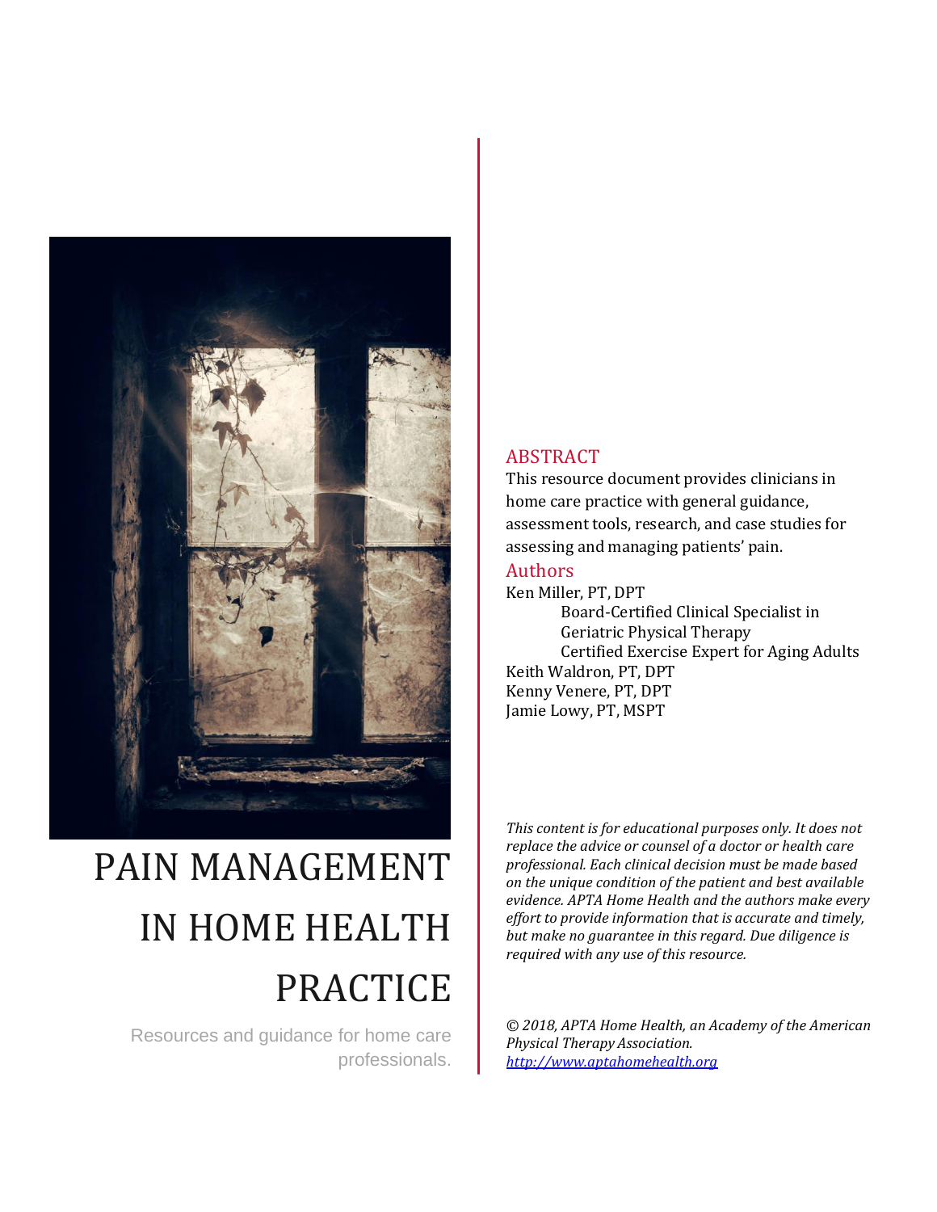# PAIN MANAGEMENT IN HOME HEALTH PRACTICE

Resources and guidance for home care professionals.

## ABSTRACT

This resource document provides clinicians in home care practice with general guidance, assessment tools, research, and case studies for assessing and managing patients' pain.

## Authors

Ken Miller, PT, DPT
    Board-Certified Clinical Specialist in Geriatric Physical Therapy
    Certified Exercise Expert for Aging Adults
Keith Waldron, PT, DPT
Kenny Venere, PT, DPT
Jamie Lowy, PT, MSPT

*This content is for educational purposes only. It does not replace the advice or counsel of a doctor or health care professional. Each clinical decision must be made based on the unique condition of the patient and best available evidence. APTA Home Health and the authors make every effort to provide information that is accurate and timely, but make no guarantee in this regard. Due diligence is required with any use of this resource.*

*© 2018, APTA Home Health, an Academy of the American Physical Therapy Association.*
*http://www.aptahomehealth.org*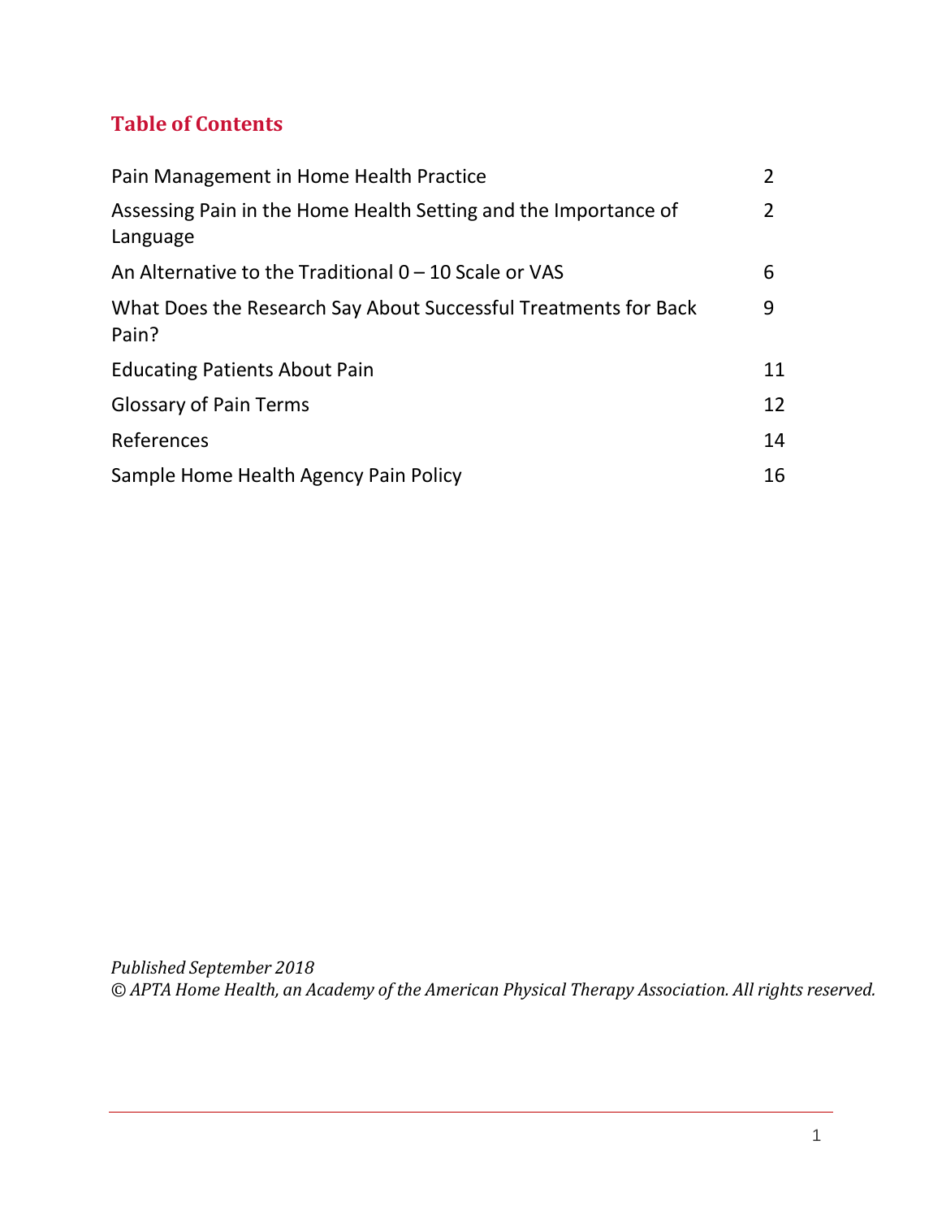## Table of Contents

| | |
|---|---|
| Pain Management in Home Health Practice | 2 |
| Assessing Pain in the Home Health Setting and the Importance of Language | 2 |
| An Alternative to the Traditional 0 – 10 Scale or VAS | 6 |
| What Does the Research Say About Successful Treatments for Back Pain? | 9 |
| Educating Patients About Pain | 11 |
| Glossary of Pain Terms | 12 |
| References | 14 |
| Sample Home Health Agency Pain Policy | 16 |

*Published September 2018*
*© APTA Home Health, an Academy of the American Physical Therapy Association. All rights reserved.*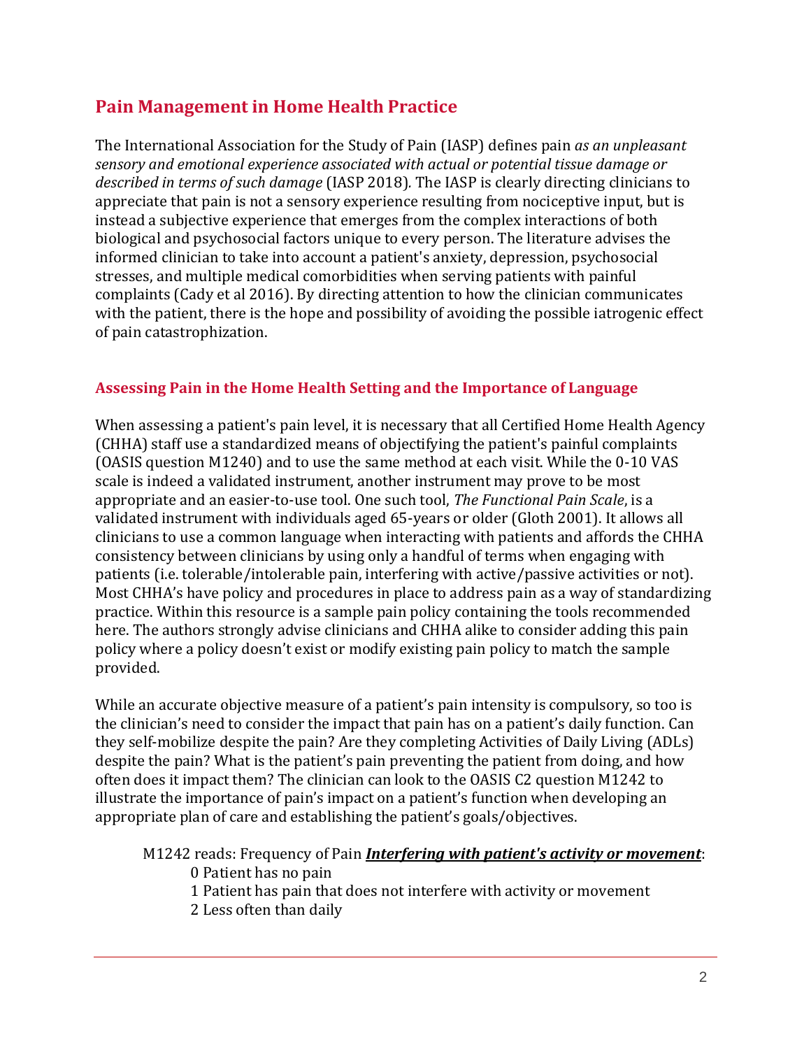## Pain Management in Home Health Practice

The International Association for the Study of Pain (IASP) defines pain *as an unpleasant sensory and emotional experience associated with actual or potential tissue damage or described in terms of such damage* (IASP 2018). The IASP is clearly directing clinicians to appreciate that pain is not a sensory experience resulting from nociceptive input, but is instead a subjective experience that emerges from the complex interactions of both biological and psychosocial factors unique to every person. The literature advises the informed clinician to take into account a patient's anxiety, depression, psychosocial stresses, and multiple medical comorbidities when serving patients with painful complaints (Cady et al 2016). By directing attention to how the clinician communicates with the patient, there is the hope and possibility of avoiding the possible iatrogenic effect of pain catastrophization.

### Assessing Pain in the Home Health Setting and the Importance of Language

When assessing a patient's pain level, it is necessary that all Certified Home Health Agency (CHHA) staff use a standardized means of objectifying the patient's painful complaints (OASIS question M1240) and to use the same method at each visit. While the 0-10 VAS scale is indeed a validated instrument, another instrument may prove to be most appropriate and an easier-to-use tool. One such tool, *The Functional Pain Scale*, is a validated instrument with individuals aged 65-years or older (Gloth 2001). It allows all clinicians to use a common language when interacting with patients and affords the CHHA consistency between clinicians by using only a handful of terms when engaging with patients (i.e. tolerable/intolerable pain, interfering with active/passive activities or not). Most CHHA's have policy and procedures in place to address pain as a way of standardizing practice. Within this resource is a sample pain policy containing the tools recommended here. The authors strongly advise clinicians and CHHA alike to consider adding this pain policy where a policy doesn't exist or modify existing pain policy to match the sample provided.

While an accurate objective measure of a patient's pain intensity is compulsory, so too is the clinician's need to consider the impact that pain has on a patient's daily function. Can they self-mobilize despite the pain? Are they completing Activities of Daily Living (ADLs) despite the pain? What is the patient's pain preventing the patient from doing, and how often does it impact them? The clinician can look to the OASIS C2 question M1242 to illustrate the importance of pain's impact on a patient's function when developing an appropriate plan of care and establishing the patient's goals/objectives.

M1242 reads: Frequency of Pain ***Interfering with patient's activity or movement***:

- 0 Patient has no pain
- 1 Patient has pain that does not interfere with activity or movement
- 2 Less often than daily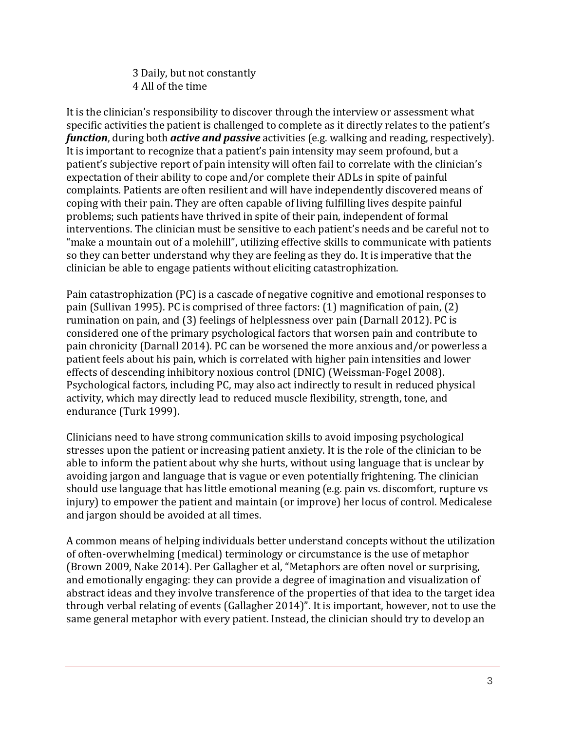3 Daily, but not constantly
4 All of the time

It is the clinician's responsibility to discover through the interview or assessment what specific activities the patient is challenged to complete as it directly relates to the patient's ***function***, during both ***active and passive*** activities (e.g. walking and reading, respectively). It is important to recognize that a patient's pain intensity may seem profound, but a patient's subjective report of pain intensity will often fail to correlate with the clinician's expectation of their ability to cope and/or complete their ADLs in spite of painful complaints. Patients are often resilient and will have independently discovered means of coping with their pain. They are often capable of living fulfilling lives despite painful problems; such patients have thrived in spite of their pain, independent of formal interventions. The clinician must be sensitive to each patient's needs and be careful not to "make a mountain out of a molehill", utilizing effective skills to communicate with patients so they can better understand why they are feeling as they do. It is imperative that the clinician be able to engage patients without eliciting catastrophization.

Pain catastrophization (PC) is a cascade of negative cognitive and emotional responses to pain (Sullivan 1995). PC is comprised of three factors: (1) magnification of pain, (2) rumination on pain, and (3) feelings of helplessness over pain (Darnall 2012). PC is considered one of the primary psychological factors that worsen pain and contribute to pain chronicity (Darnall 2014). PC can be worsened the more anxious and/or powerless a patient feels about his pain, which is correlated with higher pain intensities and lower effects of descending inhibitory noxious control (DNIC) (Weissman-Fogel 2008). Psychological factors, including PC, may also act indirectly to result in reduced physical activity, which may directly lead to reduced muscle flexibility, strength, tone, and endurance (Turk 1999).

Clinicians need to have strong communication skills to avoid imposing psychological stresses upon the patient or increasing patient anxiety. It is the role of the clinician to be able to inform the patient about why she hurts, without using language that is unclear by avoiding jargon and language that is vague or even potentially frightening. The clinician should use language that has little emotional meaning (e.g. pain vs. discomfort, rupture vs injury) to empower the patient and maintain (or improve) her locus of control. Medicalese and jargon should be avoided at all times.

A common means of helping individuals better understand concepts without the utilization of often-overwhelming (medical) terminology or circumstance is the use of metaphor (Brown 2009, Nake 2014). Per Gallagher et al, "Metaphors are often novel or surprising, and emotionally engaging: they can provide a degree of imagination and visualization of abstract ideas and they involve transference of the properties of that idea to the target idea through verbal relating of events (Gallagher 2014)". It is important, however, not to use the same general metaphor with every patient. Instead, the clinician should try to develop an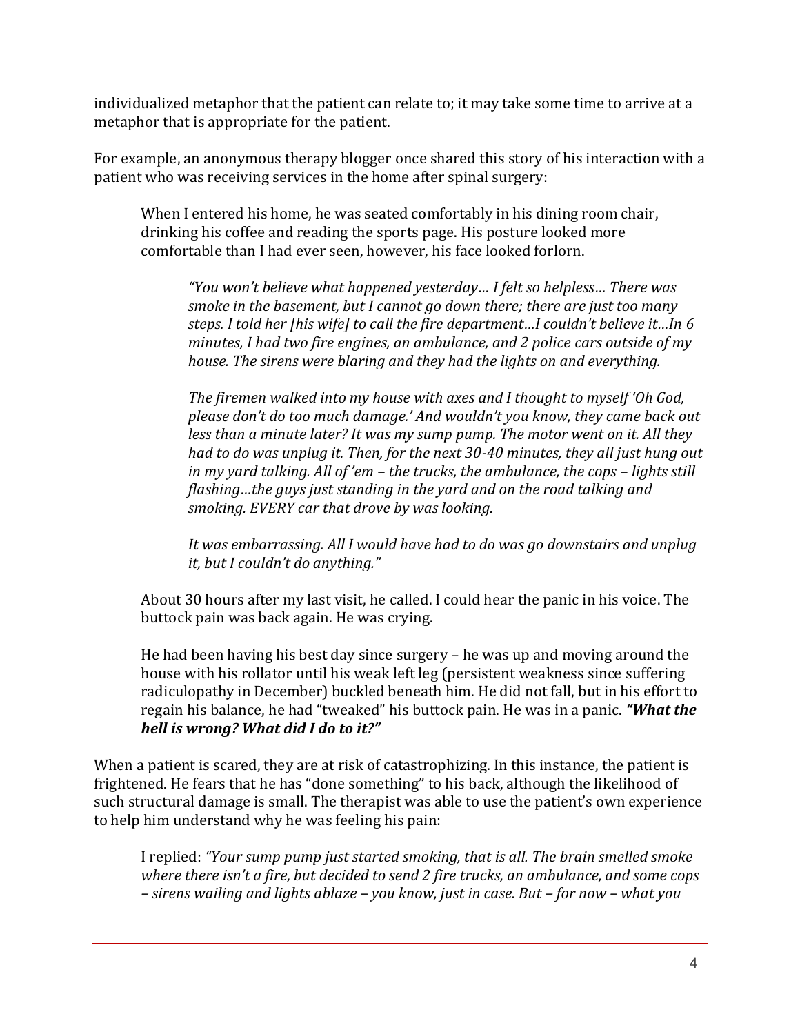individualized metaphor that the patient can relate to; it may take some time to arrive at a metaphor that is appropriate for the patient.

For example, an anonymous therapy blogger once shared this story of his interaction with a patient who was receiving services in the home after spinal surgery:

> When I entered his home, he was seated comfortably in his dining room chair, drinking his coffee and reading the sports page. His posture looked more comfortable than I had ever seen, however, his face looked forlorn.
>
> > *"You won't believe what happened yesterday… I felt so helpless… There was smoke in the basement, but I cannot go down there; there are just too many steps. I told her [his wife] to call the fire department…I couldn't believe it…In 6 minutes, I had two fire engines, an ambulance, and 2 police cars outside of my house. The sirens were blaring and they had the lights on and everything.*
> >
> > *The firemen walked into my house with axes and I thought to myself 'Oh God, please don't do too much damage.' And wouldn't you know, they came back out less than a minute later? It was my sump pump. The motor went on it. All they had to do was unplug it. Then, for the next 30-40 minutes, they all just hung out in my yard talking. All of 'em – the trucks, the ambulance, the cops – lights still flashing…the guys just standing in the yard and on the road talking and smoking. EVERY car that drove by was looking.*
> >
> > *It was embarrassing. All I would have had to do was go downstairs and unplug it, but I couldn't do anything."*
>
> About 30 hours after my last visit, he called. I could hear the panic in his voice. The buttock pain was back again. He was crying.
>
> He had been having his best day since surgery – he was up and moving around the house with his rollator until his weak left leg (persistent weakness since suffering radiculopathy in December) buckled beneath him. He did not fall, but in his effort to regain his balance, he had "tweaked" his buttock pain. He was in a panic. ***"What the hell is wrong? What did I do to it?"***

When a patient is scared, they are at risk of catastrophizing. In this instance, the patient is frightened. He fears that he has "done something" to his back, although the likelihood of such structural damage is small. The therapist was able to use the patient's own experience to help him understand why he was feeling his pain:

> I replied: *"Your sump pump just started smoking, that is all. The brain smelled smoke where there isn't a fire, but decided to send 2 fire trucks, an ambulance, and some cops – sirens wailing and lights ablaze – you know, just in case. But – for now – what you*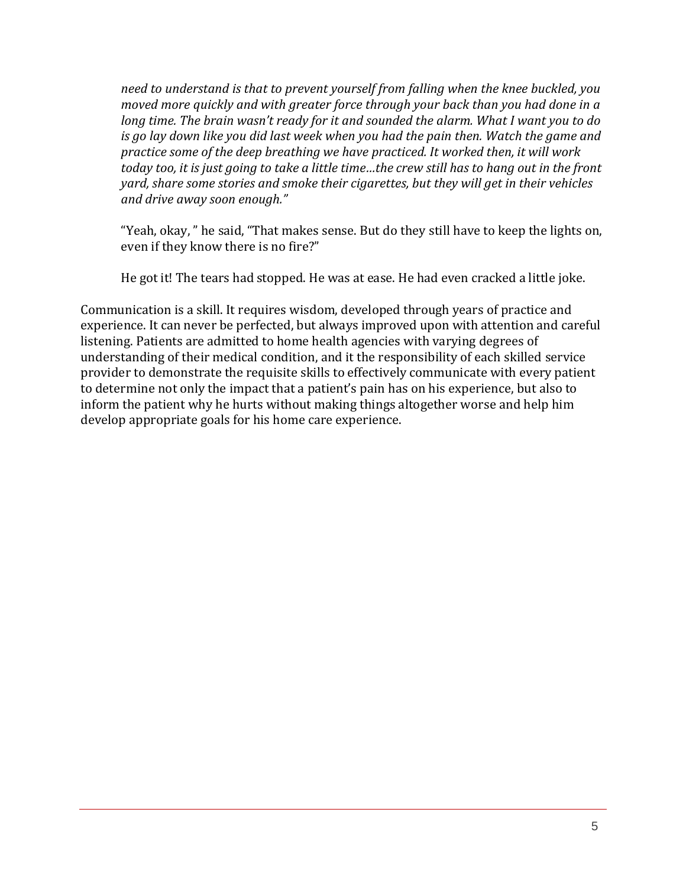*need to understand is that to prevent yourself from falling when the knee buckled, you moved more quickly and with greater force through your back than you had done in a long time. The brain wasn't ready for it and sounded the alarm. What I want you to do is go lay down like you did last week when you had the pain then. Watch the game and practice some of the deep breathing we have practiced. It worked then, it will work today too, it is just going to take a little time…the crew still has to hang out in the front yard, share some stories and smoke their cigarettes, but they will get in their vehicles and drive away soon enough."*

"Yeah, okay, " he said, "That makes sense. But do they still have to keep the lights on, even if they know there is no fire?"

He got it! The tears had stopped. He was at ease. He had even cracked a little joke.

Communication is a skill. It requires wisdom, developed through years of practice and experience. It can never be perfected, but always improved upon with attention and careful listening. Patients are admitted to home health agencies with varying degrees of understanding of their medical condition, and it the responsibility of each skilled service provider to demonstrate the requisite skills to effectively communicate with every patient to determine not only the impact that a patient's pain has on his experience, but also to inform the patient why he hurts without making things altogether worse and help him develop appropriate goals for his home care experience.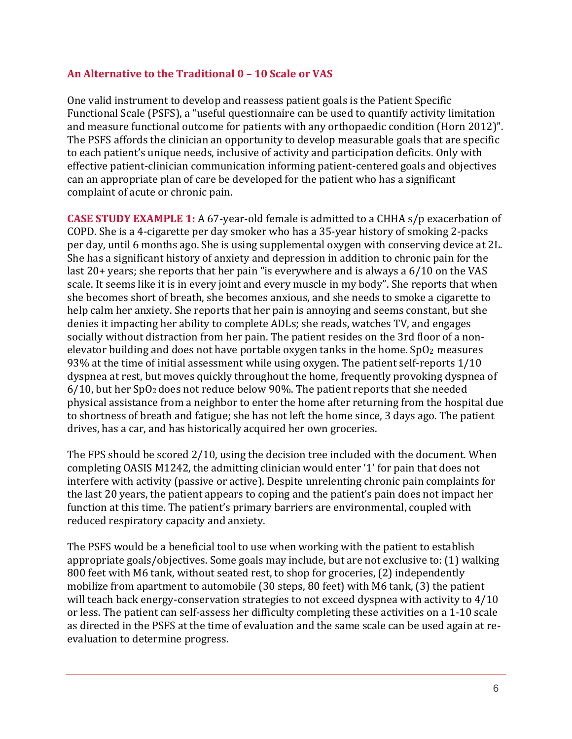## An Alternative to the Traditional 0 – 10 Scale or VAS

One valid instrument to develop and reassess patient goals is the Patient Specific Functional Scale (PSFS), a "useful questionnaire can be used to quantify activity limitation and measure functional outcome for patients with any orthopaedic condition (Horn 2012)". The PSFS affords the clinician an opportunity to develop measurable goals that are specific to each patient's unique needs, inclusive of activity and participation deficits. Only with effective patient-clinician communication informing patient-centered goals and objectives can an appropriate plan of care be developed for the patient who has a significant complaint of acute or chronic pain.

**CASE STUDY EXAMPLE 1:** A 67-year-old female is admitted to a CHHA s/p exacerbation of COPD. She is a 4-cigarette per day smoker who has a 35-year history of smoking 2-packs per day, until 6 months ago. She is using supplemental oxygen with conserving device at 2L. She has a significant history of anxiety and depression in addition to chronic pain for the last 20+ years; she reports that her pain "is everywhere and is always a 6/10 on the VAS scale. It seems like it is in every joint and every muscle in my body". She reports that when she becomes short of breath, she becomes anxious, and she needs to smoke a cigarette to help calm her anxiety. She reports that her pain is annoying and seems constant, but she denies it impacting her ability to complete ADLs; she reads, watches TV, and engages socially without distraction from her pain. The patient resides on the 3rd floor of a non-elevator building and does not have portable oxygen tanks in the home. $SpO_2$ measures 93% at the time of initial assessment while using oxygen. The patient self-reports 1/10 dyspnea at rest, but moves quickly throughout the home, frequently provoking dyspnea of 6/10, but her $SpO_2$ does not reduce below 90%. The patient reports that she needed physical assistance from a neighbor to enter the home after returning from the hospital due to shortness of breath and fatigue; she has not left the home since, 3 days ago. The patient drives, has a car, and has historically acquired her own groceries.

The FPS should be scored 2/10, using the decision tree included with the document. When completing OASIS M1242, the admitting clinician would enter '1' for pain that does not interfere with activity (passive or active). Despite unrelenting chronic pain complaints for the last 20 years, the patient appears to coping and the patient's pain does not impact her function at this time. The patient's primary barriers are environmental, coupled with reduced respiratory capacity and anxiety.

The PSFS would be a beneficial tool to use when working with the patient to establish appropriate goals/objectives. Some goals may include, but are not exclusive to: (1) walking 800 feet with M6 tank, without seated rest, to shop for groceries, (2) independently mobilize from apartment to automobile (30 steps, 80 feet) with M6 tank, (3) the patient will teach back energy-conservation strategies to not exceed dyspnea with activity to 4/10 or less. The patient can self-assess her difficulty completing these activities on a 1-10 scale as directed in the PSFS at the time of evaluation and the same scale can be used again at re-evaluation to determine progress.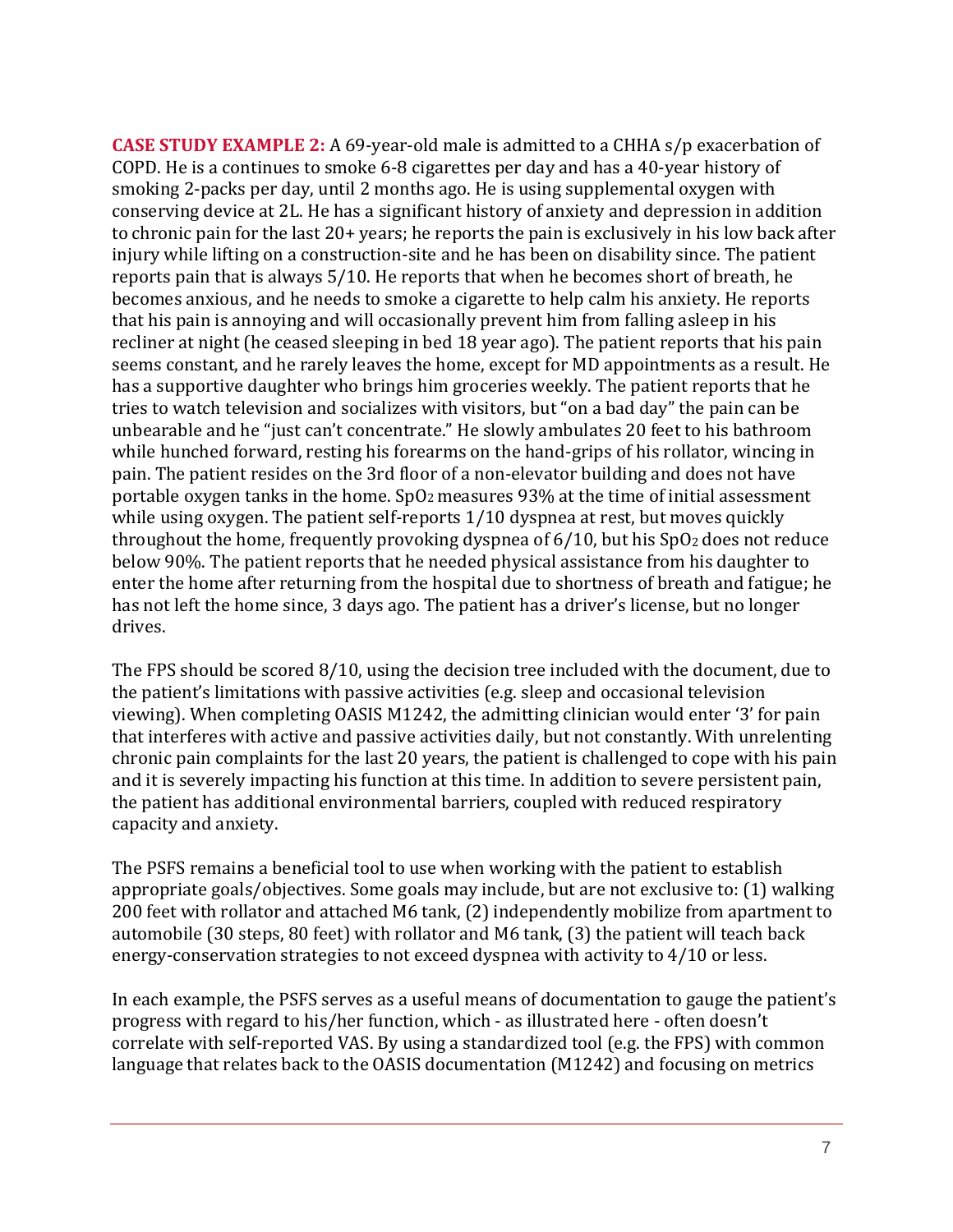**CASE STUDY EXAMPLE 2:** A 69-year-old male is admitted to a CHHA s/p exacerbation of COPD. He is a continues to smoke 6-8 cigarettes per day and has a 40-year history of smoking 2-packs per day, until 2 months ago. He is using supplemental oxygen with conserving device at 2L. He has a significant history of anxiety and depression in addition to chronic pain for the last 20+ years; he reports the pain is exclusively in his low back after injury while lifting on a construction-site and he has been on disability since. The patient reports pain that is always 5/10. He reports that when he becomes short of breath, he becomes anxious, and he needs to smoke a cigarette to help calm his anxiety. He reports that his pain is annoying and will occasionally prevent him from falling asleep in his recliner at night (he ceased sleeping in bed 18 year ago). The patient reports that his pain seems constant, and he rarely leaves the home, except for MD appointments as a result. He has a supportive daughter who brings him groceries weekly. The patient reports that he tries to watch television and socializes with visitors, but "on a bad day" the pain can be unbearable and he "just can't concentrate." He slowly ambulates 20 feet to his bathroom while hunched forward, resting his forearms on the hand-grips of his rollator, wincing in pain. The patient resides on the 3rd floor of a non-elevator building and does not have portable oxygen tanks in the home. $SpO_2$ measures 93% at the time of initial assessment while using oxygen. The patient self-reports 1/10 dyspnea at rest, but moves quickly throughout the home, frequently provoking dyspnea of 6/10, but his $SpO_2$ does not reduce below 90%. The patient reports that he needed physical assistance from his daughter to enter the home after returning from the hospital due to shortness of breath and fatigue; he has not left the home since, 3 days ago. The patient has a driver's license, but no longer drives.

The FPS should be scored 8/10, using the decision tree included with the document, due to the patient's limitations with passive activities (e.g. sleep and occasional television viewing). When completing OASIS M1242, the admitting clinician would enter '3' for pain that interferes with active and passive activities daily, but not constantly. With unrelenting chronic pain complaints for the last 20 years, the patient is challenged to cope with his pain and it is severely impacting his function at this time. In addition to severe persistent pain, the patient has additional environmental barriers, coupled with reduced respiratory capacity and anxiety.

The PSFS remains a beneficial tool to use when working with the patient to establish appropriate goals/objectives. Some goals may include, but are not exclusive to: (1) walking 200 feet with rollator and attached M6 tank, (2) independently mobilize from apartment to automobile (30 steps, 80 feet) with rollator and M6 tank, (3) the patient will teach back energy-conservation strategies to not exceed dyspnea with activity to 4/10 or less.

In each example, the PSFS serves as a useful means of documentation to gauge the patient's progress with regard to his/her function, which - as illustrated here - often doesn't correlate with self-reported VAS. By using a standardized tool (e.g. the FPS) with common language that relates back to the OASIS documentation (M1242) and focusing on metrics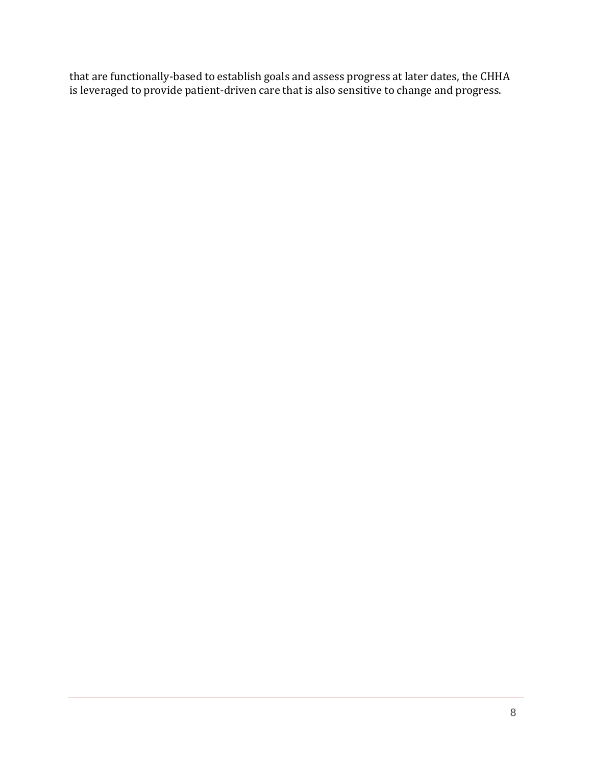that are functionally-based to establish goals and assess progress at later dates, the CHHA is leveraged to provide patient-driven care that is also sensitive to change and progress.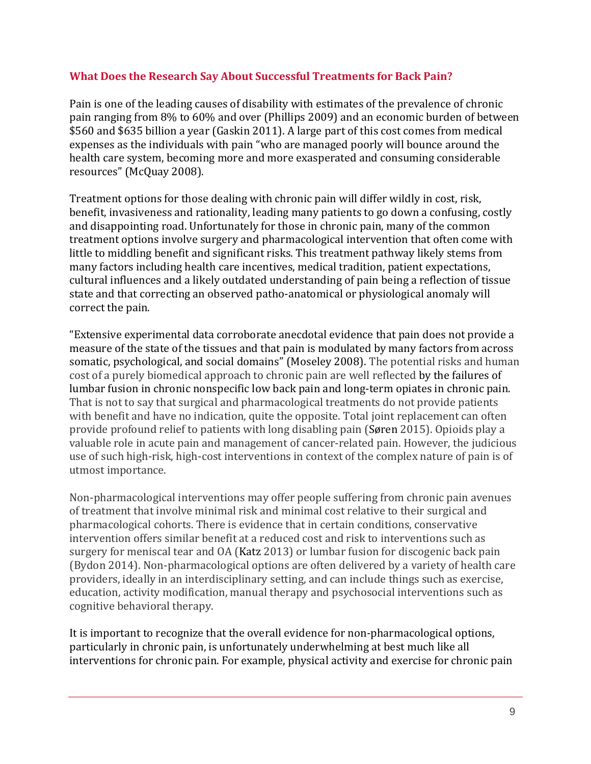### What Does the Research Say About Successful Treatments for Back Pain?

Pain is one of the leading causes of disability with estimates of the prevalence of chronic pain ranging from 8% to 60% and over (Phillips 2009) and an economic burden of between $560 and $635 billion a year (Gaskin 2011). A large part of this cost comes from medical expenses as the individuals with pain "who are managed poorly will bounce around the health care system, becoming more and more exasperated and consuming considerable resources" (McQuay 2008).

Treatment options for those dealing with chronic pain will differ wildly in cost, risk, benefit, invasiveness and rationality, leading many patients to go down a confusing, costly and disappointing road. Unfortunately for those in chronic pain, many of the common treatment options involve surgery and pharmacological intervention that often come with little to middling benefit and significant risks. This treatment pathway likely stems from many factors including health care incentives, medical tradition, patient expectations, cultural influences and a likely outdated understanding of pain being a reflection of tissue state and that correcting an observed patho-anatomical or physiological anomaly will correct the pain.

"Extensive experimental data corroborate anecdotal evidence that pain does not provide a measure of the state of the tissues and that pain is modulated by many factors from across somatic, psychological, and social domains" (Moseley 2008). The potential risks and human cost of a purely biomedical approach to chronic pain are well reflected by the failures of lumbar fusion in chronic nonspecific low back pain and long-term opiates in chronic pain. That is not to say that surgical and pharmacological treatments do not provide patients with benefit and have no indication, quite the opposite. Total joint replacement can often provide profound relief to patients with long disabling pain (Søren 2015). Opioids play a valuable role in acute pain and management of cancer-related pain. However, the judicious use of such high-risk, high-cost interventions in context of the complex nature of pain is of utmost importance.

Non-pharmacological interventions may offer people suffering from chronic pain avenues of treatment that involve minimal risk and minimal cost relative to their surgical and pharmacological cohorts. There is evidence that in certain conditions, conservative intervention offers similar benefit at a reduced cost and risk to interventions such as surgery for meniscal tear and OA (Katz 2013) or lumbar fusion for discogenic back pain (Bydon 2014). Non-pharmacological options are often delivered by a variety of health care providers, ideally in an interdisciplinary setting, and can include things such as exercise, education, activity modification, manual therapy and psychosocial interventions such as cognitive behavioral therapy.

It is important to recognize that the overall evidence for non-pharmacological options, particularly in chronic pain, is unfortunately underwhelming at best much like all interventions for chronic pain. For example, physical activity and exercise for chronic pain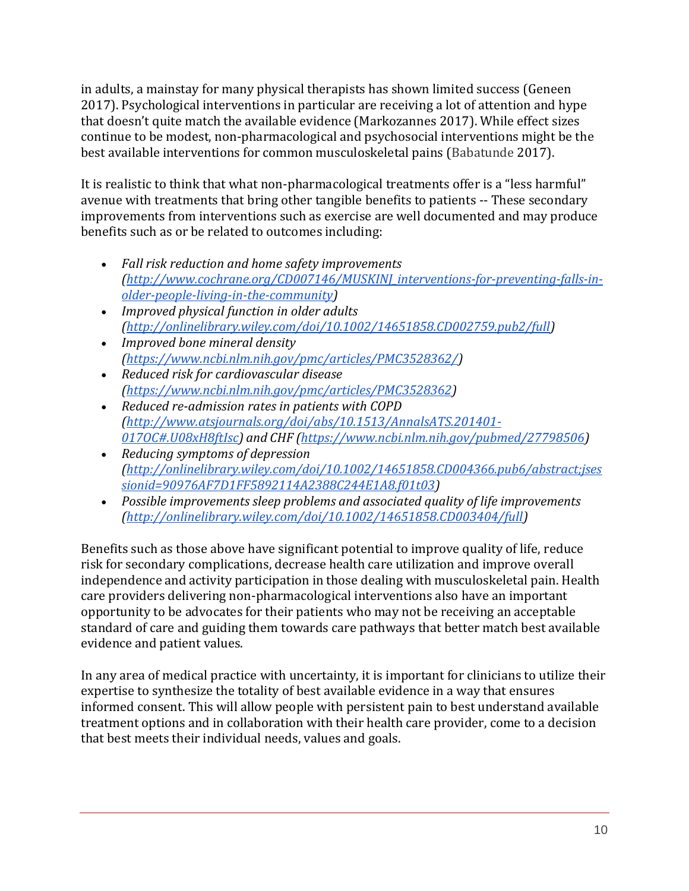in adults, a mainstay for many physical therapists has shown limited success (Geneen 2017). Psychological interventions in particular are receiving a lot of attention and hype that doesn't quite match the available evidence (Markozannes 2017). While effect sizes continue to be modest, non-pharmacological and psychosocial interventions might be the best available interventions for common musculoskeletal pains (Babatunde 2017).

It is realistic to think that what non-pharmacological treatments offer is a "less harmful" avenue with treatments that bring other tangible benefits to patients -- These secondary improvements from interventions such as exercise are well documented and may produce benefits such as or be related to outcomes including:

- *Fall risk reduction and home safety improvements ([http://www.cochrane.org/CD007146/MUSKINJ_interventions-for-preventing-falls-in-older-people-living-in-the-community](http://www.cochrane.org/CD007146/MUSKINJ_interventions-for-preventing-falls-in-older-people-living-in-the-community))*
- *Improved physical function in older adults ([http://onlinelibrary.wiley.com/doi/10.1002/14651858.CD002759.pub2/full](http://onlinelibrary.wiley.com/doi/10.1002/14651858.CD002759.pub2/full))*
- *Improved bone mineral density ([https://www.ncbi.nlm.nih.gov/pmc/articles/PMC3528362/](https://www.ncbi.nlm.nih.gov/pmc/articles/PMC3528362/))*
- *Reduced risk for cardiovascular disease ([https://www.ncbi.nlm.nih.gov/pmc/articles/PMC3528362](https://www.ncbi.nlm.nih.gov/pmc/articles/PMC3528362))*
- *Reduced re-admission rates in patients with COPD ([http://www.atsjournals.org/doi/abs/10.1513/AnnalsATS.201401-017OC#.U08xH8ftIsc](http://www.atsjournals.org/doi/abs/10.1513/AnnalsATS.201401-017OC#.U08xH8ftIsc)) and CHF ([https://www.ncbi.nlm.nih.gov/pubmed/27798506](https://www.ncbi.nlm.nih.gov/pubmed/27798506))*
- *Reducing symptoms of depression ([http://onlinelibrary.wiley.com/doi/10.1002/14651858.CD004366.pub6/abstract;jsessionid=90976AF7D1FF5892114A2388C244E1A8.f01t03](http://onlinelibrary.wiley.com/doi/10.1002/14651858.CD004366.pub6/abstract;jsessionid=90976AF7D1FF5892114A2388C244E1A8.f01t03))*
- *Possible improvements sleep problems and associated quality of life improvements ([http://onlinelibrary.wiley.com/doi/10.1002/14651858.CD003404/full](http://onlinelibrary.wiley.com/doi/10.1002/14651858.CD003404/full))*

Benefits such as those above have significant potential to improve quality of life, reduce risk for secondary complications, decrease health care utilization and improve overall independence and activity participation in those dealing with musculoskeletal pain. Health care providers delivering non-pharmacological interventions also have an important opportunity to be advocates for their patients who may not be receiving an acceptable standard of care and guiding them towards care pathways that better match best available evidence and patient values.

In any area of medical practice with uncertainty, it is important for clinicians to utilize their expertise to synthesize the totality of best available evidence in a way that ensures informed consent. This will allow people with persistent pain to best understand available treatment options and in collaboration with their health care provider, come to a decision that best meets their individual needs, values and goals.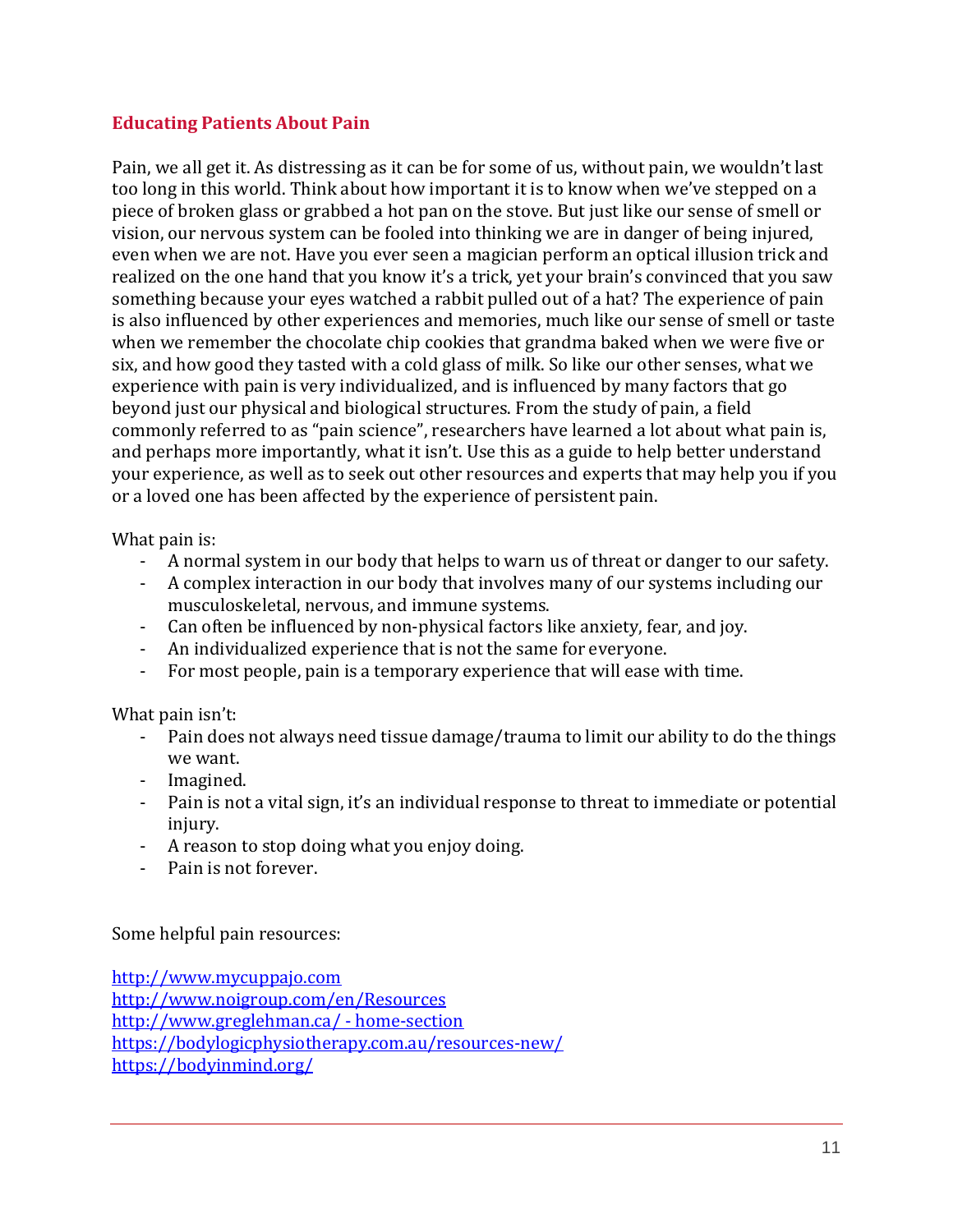## Educating Patients About Pain

Pain, we all get it. As distressing as it can be for some of us, without pain, we wouldn't last too long in this world. Think about how important it is to know when we've stepped on a piece of broken glass or grabbed a hot pan on the stove. But just like our sense of smell or vision, our nervous system can be fooled into thinking we are in danger of being injured, even when we are not. Have you ever seen a magician perform an optical illusion trick and realized on the one hand that you know it's a trick, yet your brain's convinced that you saw something because your eyes watched a rabbit pulled out of a hat? The experience of pain is also influenced by other experiences and memories, much like our sense of smell or taste when we remember the chocolate chip cookies that grandma baked when we were five or six, and how good they tasted with a cold glass of milk. So like our other senses, what we experience with pain is very individualized, and is influenced by many factors that go beyond just our physical and biological structures. From the study of pain, a field commonly referred to as "pain science", researchers have learned a lot about what pain is, and perhaps more importantly, what it isn't. Use this as a guide to help better understand your experience, as well as to seek out other resources and experts that may help you if you or a loved one has been affected by the experience of persistent pain.

What pain is:

- A normal system in our body that helps to warn us of threat or danger to our safety.
- A complex interaction in our body that involves many of our systems including our musculoskeletal, nervous, and immune systems.
- Can often be influenced by non-physical factors like anxiety, fear, and joy.
- An individualized experience that is not the same for everyone.
- For most people, pain is a temporary experience that will ease with time.

What pain isn't:

- Pain does not always need tissue damage/trauma to limit our ability to do the things we want.
- Imagined.
- Pain is not a vital sign, it's an individual response to threat to immediate or potential injury.
- A reason to stop doing what you enjoy doing.
- Pain is not forever.

Some helpful pain resources:

http://www.mycuppajo.com
http://www.noigroup.com/en/Resources
http://www.greglehman.ca/ - home-section
https://bodylogicphysiotherapy.com.au/resources-new/
https://bodyinmind.org/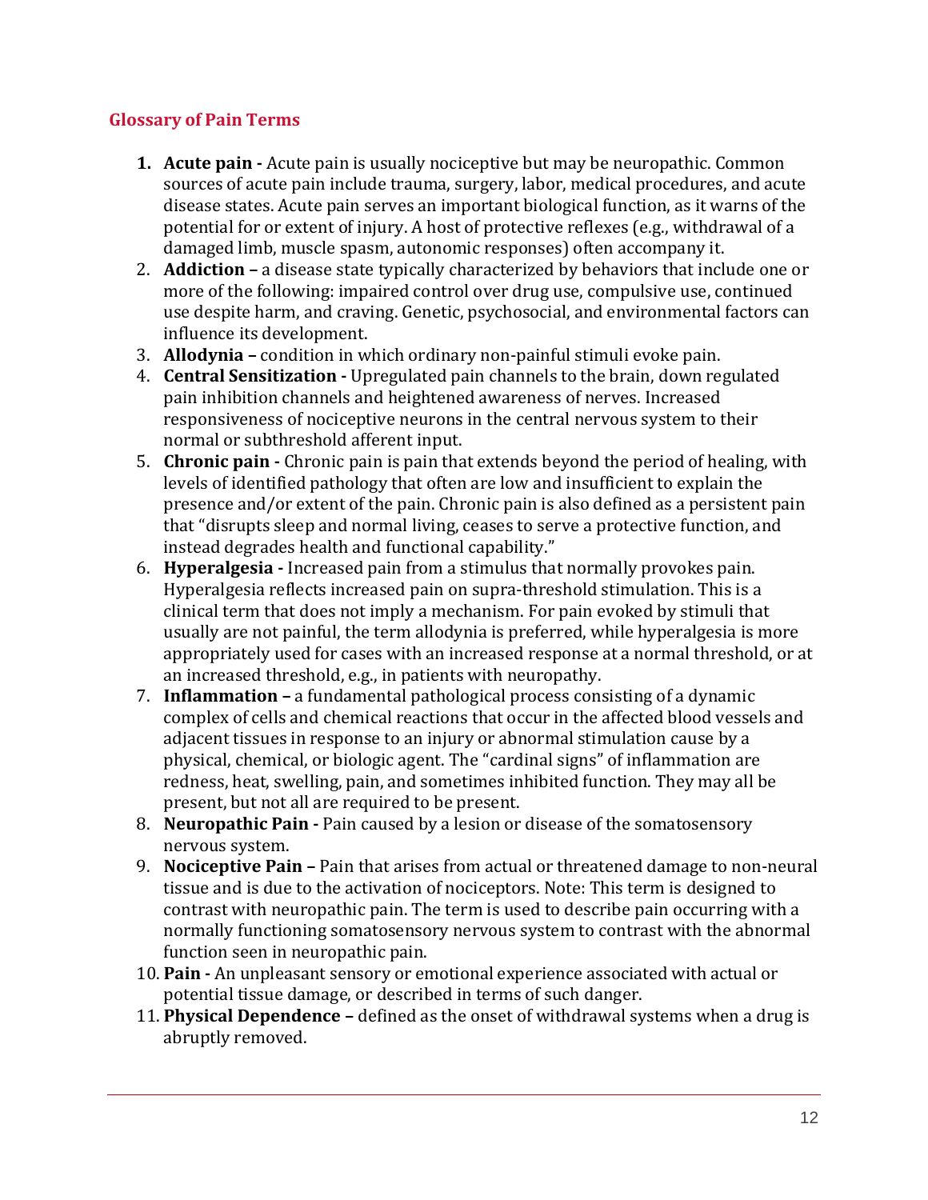## Glossary of Pain Terms

1. **Acute pain -** Acute pain is usually nociceptive but may be neuropathic. Common sources of acute pain include trauma, surgery, labor, medical procedures, and acute disease states. Acute pain serves an important biological function, as it warns of the potential for or extent of injury. A host of protective reflexes (e.g., withdrawal of a damaged limb, muscle spasm, autonomic responses) often accompany it.
2. **Addiction –** a disease state typically characterized by behaviors that include one or more of the following: impaired control over drug use, compulsive use, continued use despite harm, and craving. Genetic, psychosocial, and environmental factors can influence its development.
3. **Allodynia –** condition in which ordinary non-painful stimuli evoke pain.
4. **Central Sensitization -** Upregulated pain channels to the brain, down regulated pain inhibition channels and heightened awareness of nerves. Increased responsiveness of nociceptive neurons in the central nervous system to their normal or subthreshold afferent input.
5. **Chronic pain -** Chronic pain is pain that extends beyond the period of healing, with levels of identified pathology that often are low and insufficient to explain the presence and/or extent of the pain. Chronic pain is also defined as a persistent pain that "disrupts sleep and normal living, ceases to serve a protective function, and instead degrades health and functional capability."
6. **Hyperalgesia -** Increased pain from a stimulus that normally provokes pain. Hyperalgesia reflects increased pain on supra-threshold stimulation. This is a clinical term that does not imply a mechanism. For pain evoked by stimuli that usually are not painful, the term allodynia is preferred, while hyperalgesia is more appropriately used for cases with an increased response at a normal threshold, or at an increased threshold, e.g., in patients with neuropathy.
7. **Inflammation –** a fundamental pathological process consisting of a dynamic complex of cells and chemical reactions that occur in the affected blood vessels and adjacent tissues in response to an injury or abnormal stimulation cause by a physical, chemical, or biologic agent. The "cardinal signs" of inflammation are redness, heat, swelling, pain, and sometimes inhibited function. They may all be present, but not all are required to be present.
8. **Neuropathic Pain -** Pain caused by a lesion or disease of the somatosensory nervous system.
9. **Nociceptive Pain –** Pain that arises from actual or threatened damage to non-neural tissue and is due to the activation of nociceptors. Note: This term is designed to contrast with neuropathic pain. The term is used to describe pain occurring with a normally functioning somatosensory nervous system to contrast with the abnormal function seen in neuropathic pain.
10. **Pain -** An unpleasant sensory or emotional experience associated with actual or potential tissue damage, or described in terms of such danger.
11. **Physical Dependence –** defined as the onset of withdrawal systems when a drug is abruptly removed.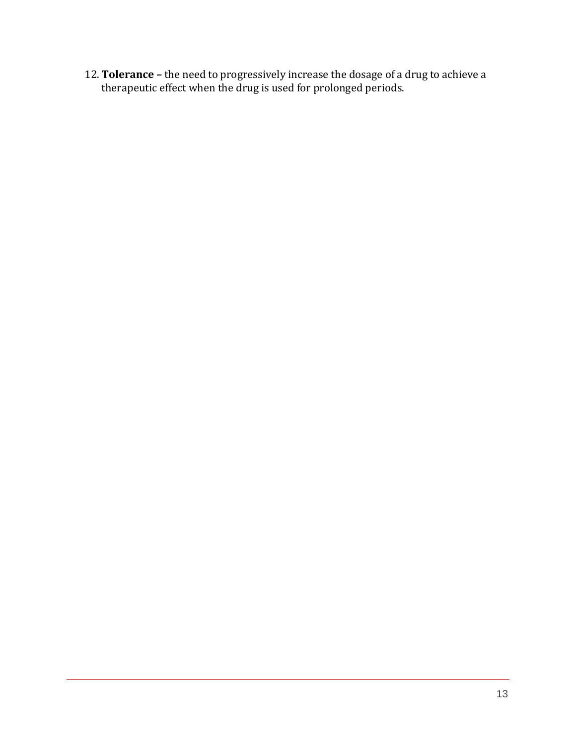12. **Tolerance –** the need to progressively increase the dosage of a drug to achieve a therapeutic effect when the drug is used for prolonged periods.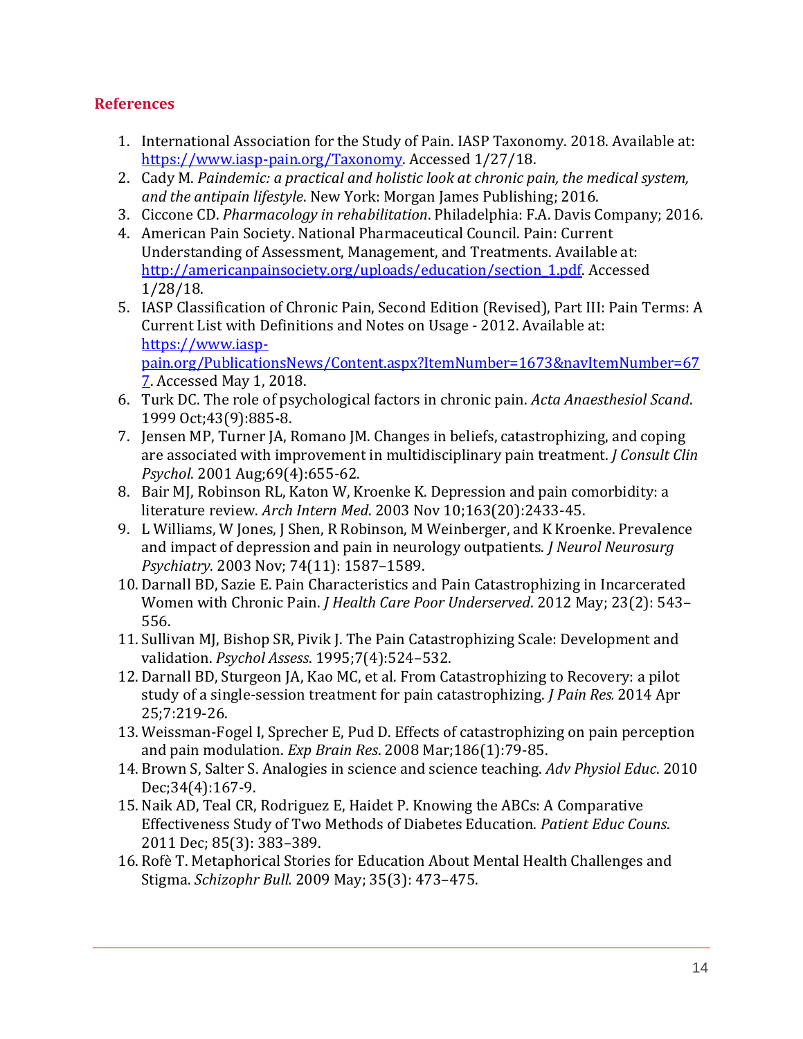## References

1. International Association for the Study of Pain. IASP Taxonomy. 2018. Available at: https://www.iasp-pain.org/Taxonomy. Accessed 1/27/18.
2. Cady M. *Paindemic: a practical and holistic look at chronic pain, the medical system, and the antipain lifestyle*. New York: Morgan James Publishing; 2016.
3. Ciccone CD. *Pharmacology in rehabilitation*. Philadelphia: F.A. Davis Company; 2016.
4. American Pain Society. National Pharmaceutical Council. Pain: Current Understanding of Assessment, Management, and Treatments. Available at: http://americanpainsociety.org/uploads/education/section_1.pdf. Accessed 1/28/18.
5. IASP Classification of Chronic Pain, Second Edition (Revised), Part III: Pain Terms: A Current List with Definitions and Notes on Usage - 2012. Available at: https://www.iasp-pain.org/PublicationsNews/Content.aspx?ItemNumber=1673&navItemNumber=677. Accessed May 1, 2018.
6. Turk DC. The role of psychological factors in chronic pain. *Acta Anaesthesiol Scand*. 1999 Oct;43(9):885-8.
7. Jensen MP, Turner JA, Romano JM. Changes in beliefs, catastrophizing, and coping are associated with improvement in multidisciplinary pain treatment. *J Consult Clin Psychol*. 2001 Aug;69(4):655-62.
8. Bair MJ, Robinson RL, Katon W, Kroenke K. Depression and pain comorbidity: a literature review. *Arch Intern Med*. 2003 Nov 10;163(20):2433-45.
9. L Williams, W Jones, J Shen, R Robinson, M Weinberger, and K Kroenke. Prevalence and impact of depression and pain in neurology outpatients. *J Neurol Neurosurg Psychiatry*. 2003 Nov; 74(11): 1587–1589.
10. Darnall BD, Sazie E. Pain Characteristics and Pain Catastrophizing in Incarcerated Women with Chronic Pain. *J Health Care Poor Underserved*. 2012 May; 23(2): 543–556.
11. Sullivan MJ, Bishop SR, Pivik J. The Pain Catastrophizing Scale: Development and validation. *Psychol Assess*. 1995;7(4):524–532.
12. Darnall BD, Sturgeon JA, Kao MC, et al. From Catastrophizing to Recovery: a pilot study of a single-session treatment for pain catastrophizing. *J Pain Res*. 2014 Apr 25;7:219-26.
13. Weissman-Fogel I, Sprecher E, Pud D. Effects of catastrophizing on pain perception and pain modulation. *Exp Brain Res*. 2008 Mar;186(1):79-85.
14. Brown S, Salter S. Analogies in science and science teaching. *Adv Physiol Educ*. 2010 Dec;34(4):167-9.
15. Naik AD, Teal CR, Rodriguez E, Haidet P. Knowing the ABCs: A Comparative Effectiveness Study of Two Methods of Diabetes Education. *Patient Educ Couns*. 2011 Dec; 85(3): 383–389.
16. Rofè T. Metaphorical Stories for Education About Mental Health Challenges and Stigma. *Schizophr Bull*. 2009 May; 35(3): 473–475.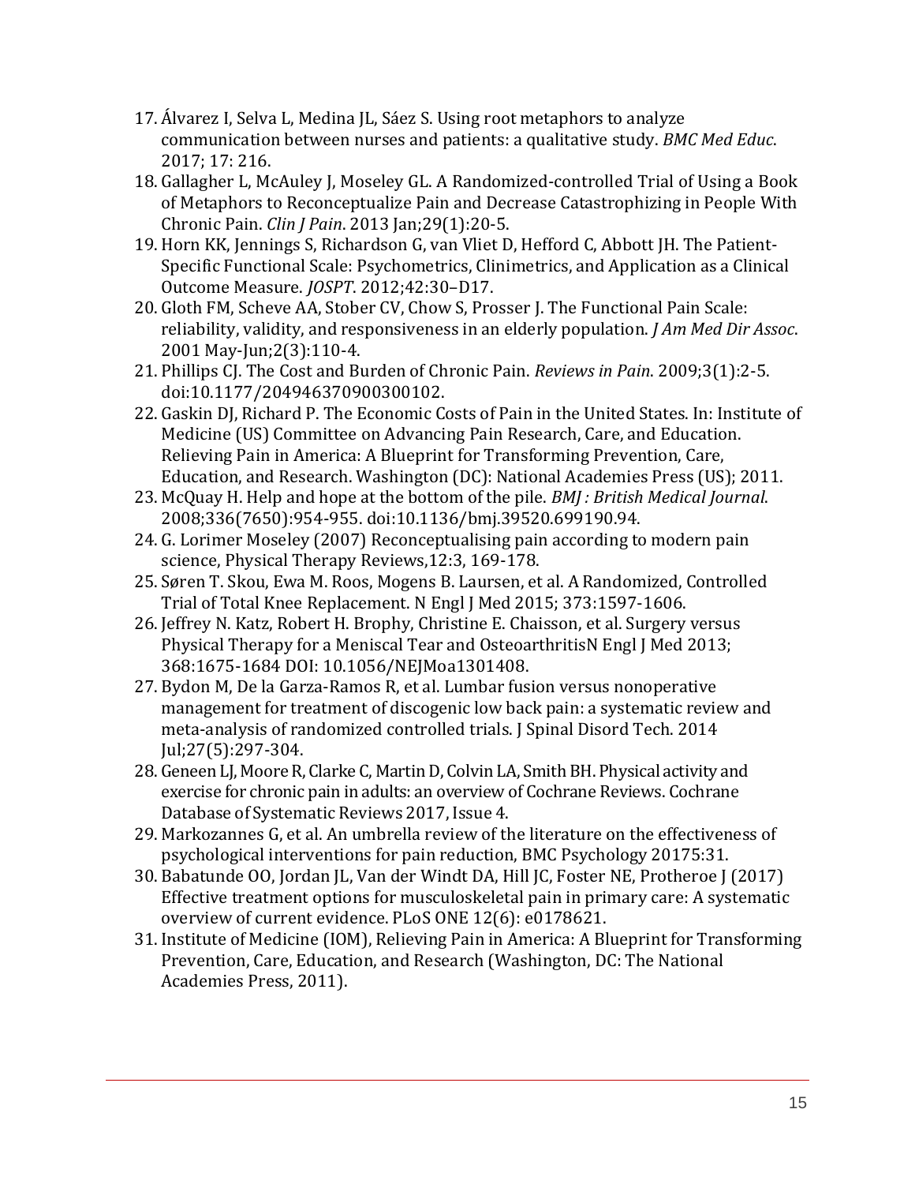17. Álvarez I, Selva L, Medina JL, Sáez S. Using root metaphors to analyze communication between nurses and patients: a qualitative study. *BMC Med Educ*. 2017; 17: 216.
18. Gallagher L, McAuley J, Moseley GL. A Randomized-controlled Trial of Using a Book of Metaphors to Reconceptualize Pain and Decrease Catastrophizing in People With Chronic Pain. *Clin J Pain*. 2013 Jan;29(1):20-5.
19. Horn KK, Jennings S, Richardson G, van Vliet D, Hefford C, Abbott JH. The Patient-Specific Functional Scale: Psychometrics, Clinimetrics, and Application as a Clinical Outcome Measure. *JOSPT*. 2012;42:30–D17.
20. Gloth FM, Scheve AA, Stober CV, Chow S, Prosser J. The Functional Pain Scale: reliability, validity, and responsiveness in an elderly population. *J Am Med Dir Assoc*. 2001 May-Jun;2(3):110-4.
21. Phillips CJ. The Cost and Burden of Chronic Pain. *Reviews in Pain.* 2009;3(1):2-5. doi:10.1177/204946370900300102.
22. Gaskin DJ, Richard P. The Economic Costs of Pain in the United States. In: Institute of Medicine (US) Committee on Advancing Pain Research, Care, and Education. Relieving Pain in America: A Blueprint for Transforming Prevention, Care, Education, and Research. Washington (DC): National Academies Press (US); 2011.
23. McQuay H. Help and hope at the bottom of the pile. *BMJ : British Medical Journal*. 2008;336(7650):954-955. doi:10.1136/bmj.39520.699190.94.
24. G. Lorimer Moseley (2007) Reconceptualising pain according to modern pain science, Physical Therapy Reviews,12:3, 169-178.
25. Søren T. Skou, Ewa M. Roos, Mogens B. Laursen, et al. A Randomized, Controlled Trial of Total Knee Replacement. N Engl J Med 2015; 373:1597-1606.
26. Jeffrey N. Katz, Robert H. Brophy, Christine E. Chaisson, et al. Surgery versus Physical Therapy for a Meniscal Tear and OsteoarthritisN Engl J Med 2013; 368:1675-1684 DOI: 10.1056/NEJMoa1301408.
27. Bydon M, De la Garza-Ramos R, et al. Lumbar fusion versus nonoperative management for treatment of discogenic low back pain: a systematic review and meta-analysis of randomized controlled trials. J Spinal Disord Tech. 2014 Jul;27(5):297-304.
28. Geneen LJ, Moore R, Clarke C, Martin D, Colvin LA, Smith BH. Physical activity and exercise for chronic pain in adults: an overview of Cochrane Reviews. Cochrane Database of Systematic Reviews 2017, Issue 4.
29. Markozannes G, et al. An umbrella review of the literature on the effectiveness of psychological interventions for pain reduction, BMC Psychology 20175:31.
30. Babatunde OO, Jordan JL, Van der Windt DA, Hill JC, Foster NE, Protheroe J (2017) Effective treatment options for musculoskeletal pain in primary care: A systematic overview of current evidence. PLoS ONE 12(6): e0178621.
31. Institute of Medicine (IOM), Relieving Pain in America: A Blueprint for Transforming Prevention, Care, Education, and Research (Washington, DC: The National Academies Press, 2011).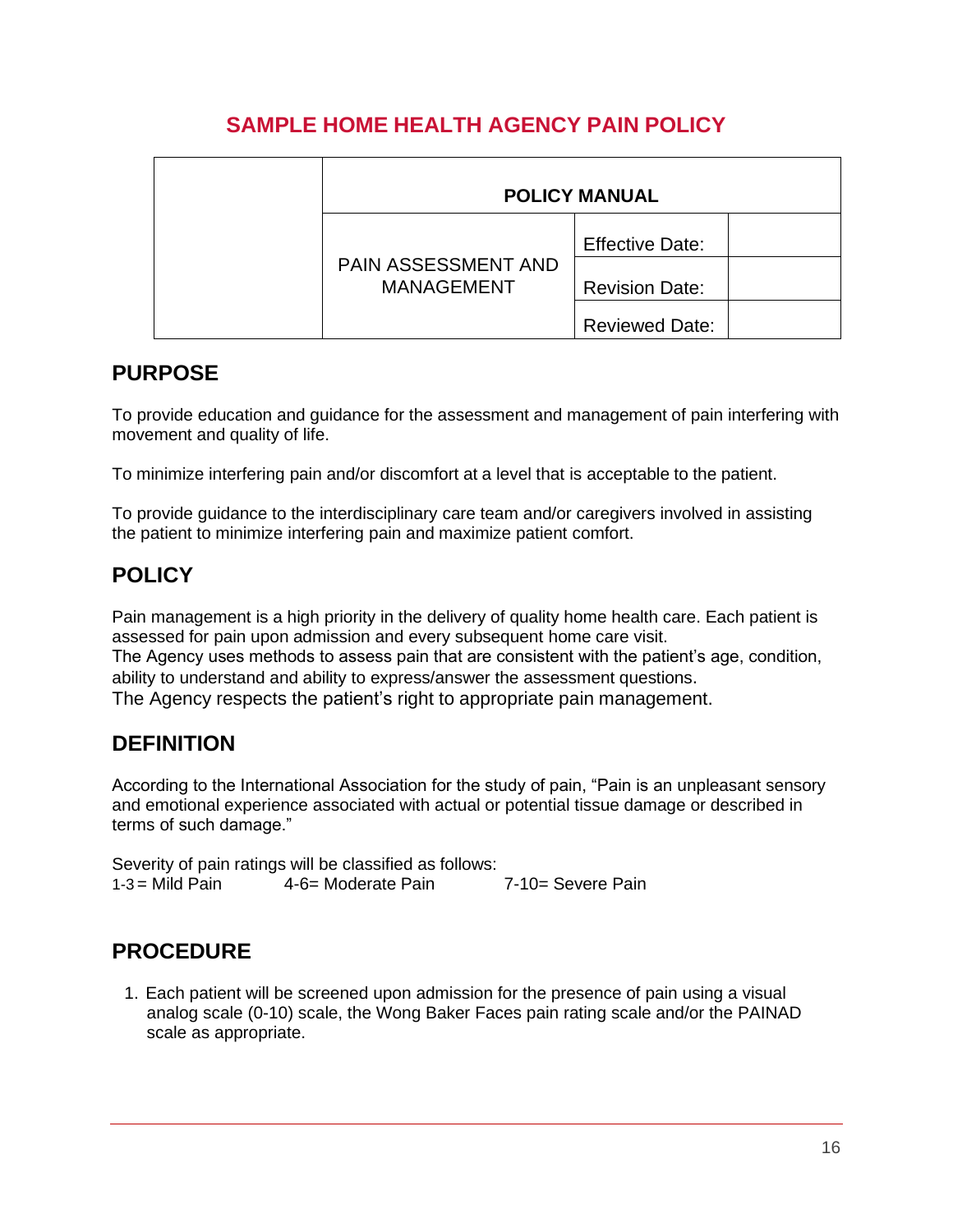# SAMPLE HOME HEALTH AGENCY PAIN POLICY

| | POLICY MANUAL | | |
|---|---|---|---|
| | PAIN ASSESSMENT AND MANAGEMENT | Effective Date: | |
| | | Revision Date: | |
| | | Reviewed Date: | |

## PURPOSE

To provide education and guidance for the assessment and management of pain interfering with movement and quality of life.

To minimize interfering pain and/or discomfort at a level that is acceptable to the patient.

To provide guidance to the interdisciplinary care team and/or caregivers involved in assisting the patient to minimize interfering pain and maximize patient comfort.

## POLICY

Pain management is a high priority in the delivery of quality home health care. Each patient is assessed for pain upon admission and every subsequent home care visit.
The Agency uses methods to assess pain that are consistent with the patient's age, condition, ability to understand and ability to express/answer the assessment questions.
The Agency respects the patient's right to appropriate pain management.

## DEFINITION

According to the International Association for the study of pain, "Pain is an unpleasant sensory and emotional experience associated with actual or potential tissue damage or described in terms of such damage."

Severity of pain ratings will be classified as follows:
1-3 = Mild Pain 4-6= Moderate Pain 7-10= Severe Pain

## PROCEDURE

1. Each patient will be screened upon admission for the presence of pain using a visual analog scale (0-10) scale, the Wong Baker Faces pain rating scale and/or the PAINAD scale as appropriate.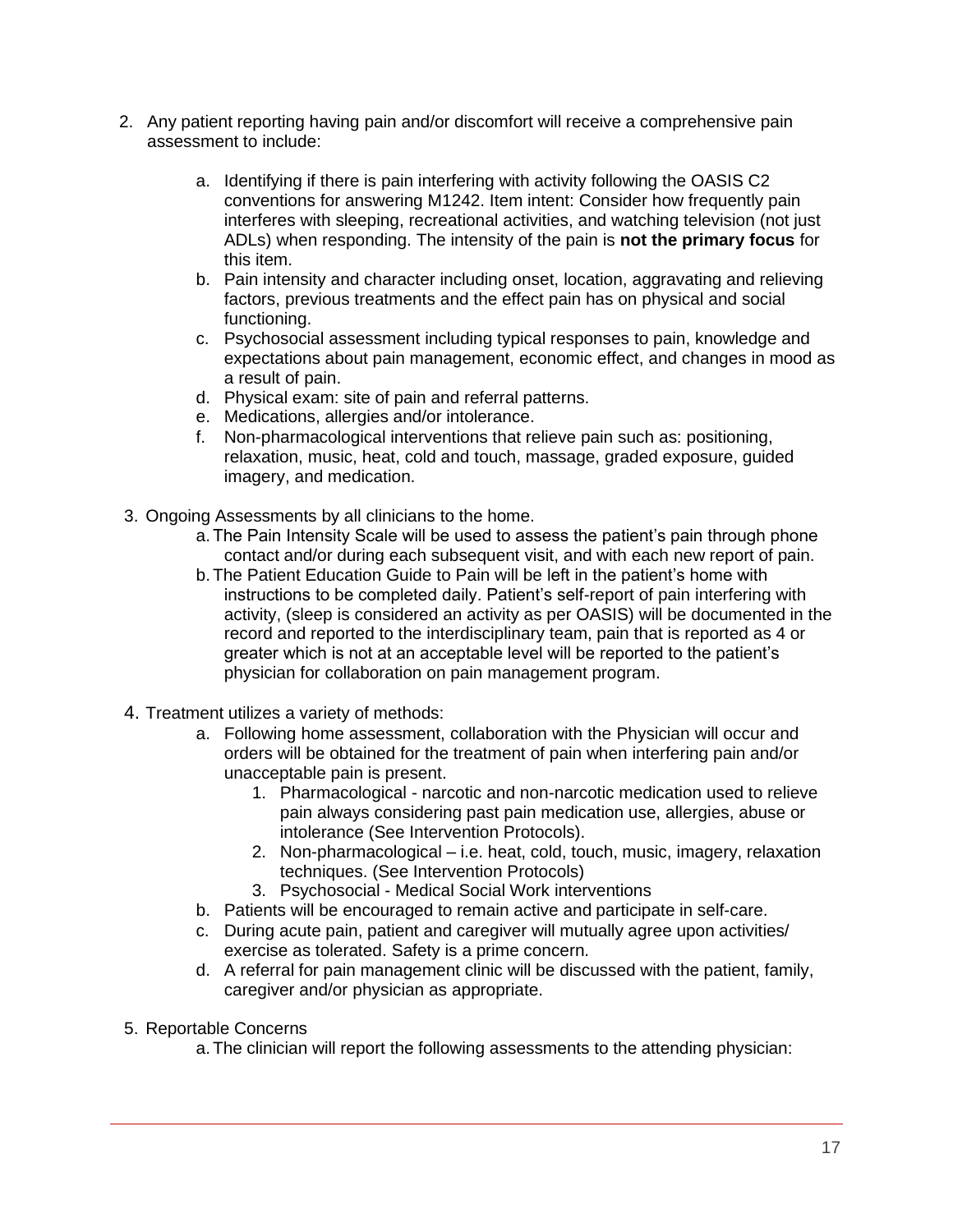2. Any patient reporting having pain and/or discomfort will receive a comprehensive pain assessment to include:

    a. Identifying if there is pain interfering with activity following the OASIS C2 conventions for answering M1242. Item intent: Consider how frequently pain interferes with sleeping, recreational activities, and watching television (not just ADLs) when responding. The intensity of the pain is **not the primary focus** for this item.
    b. Pain intensity and character including onset, location, aggravating and relieving factors, previous treatments and the effect pain has on physical and social functioning.
    c. Psychosocial assessment including typical responses to pain, knowledge and expectations about pain management, economic effect, and changes in mood as a result of pain.
    d. Physical exam: site of pain and referral patterns.
    e. Medications, allergies and/or intolerance.
    f. Non-pharmacological interventions that relieve pain such as: positioning, relaxation, music, heat, cold and touch, massage, graded exposure, guided imagery, and medication.

3. Ongoing Assessments by all clinicians to the home.
    a. The Pain Intensity Scale will be used to assess the patient's pain through phone contact and/or during each subsequent visit, and with each new report of pain.
    b. The Patient Education Guide to Pain will be left in the patient's home with instructions to be completed daily. Patient's self-report of pain interfering with activity, (sleep is considered an activity as per OASIS) will be documented in the record and reported to the interdisciplinary team, pain that is reported as 4 or greater which is not at an acceptable level will be reported to the patient's physician for collaboration on pain management program.

4. Treatment utilizes a variety of methods:
    a. Following home assessment, collaboration with the Physician will occur and orders will be obtained for the treatment of pain when interfering pain and/or unacceptable pain is present.
        1. Pharmacological - narcotic and non-narcotic medication used to relieve pain always considering past pain medication use, allergies, abuse or intolerance (See Intervention Protocols).
        2. Non-pharmacological – i.e. heat, cold, touch, music, imagery, relaxation techniques. (See Intervention Protocols)
        3. Psychosocial - Medical Social Work interventions
    b. Patients will be encouraged to remain active and participate in self-care.
    c. During acute pain, patient and caregiver will mutually agree upon activities/ exercise as tolerated. Safety is a prime concern.
    d. A referral for pain management clinic will be discussed with the patient, family, caregiver and/or physician as appropriate.

5. Reportable Concerns
    a. The clinician will report the following assessments to the attending physician: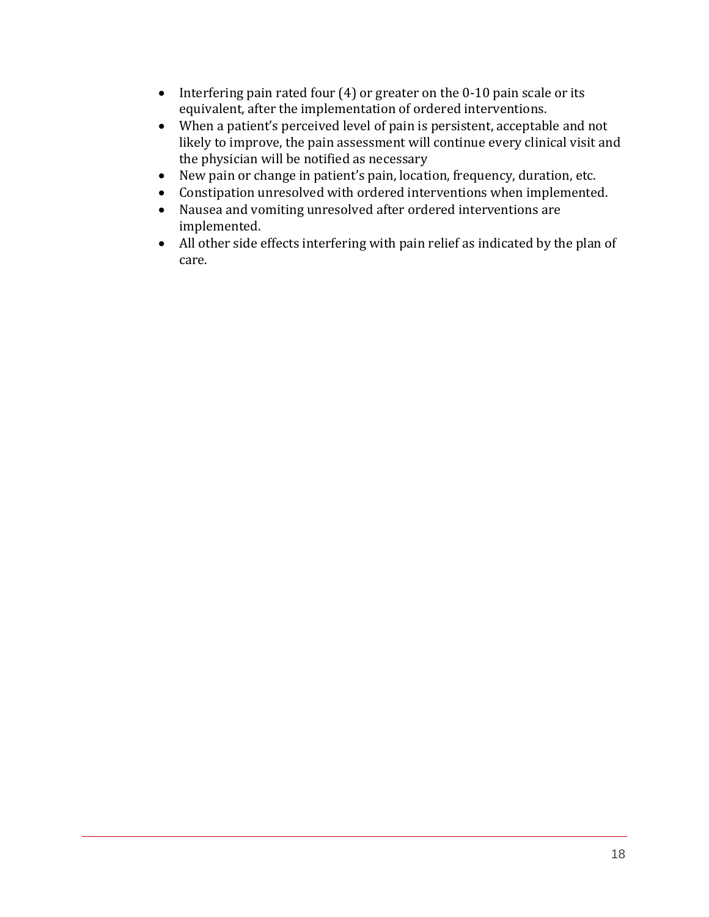- Interfering pain rated four (4) or greater on the 0-10 pain scale or its equivalent, after the implementation of ordered interventions.
- When a patient's perceived level of pain is persistent, acceptable and not likely to improve, the pain assessment will continue every clinical visit and the physician will be notified as necessary
- New pain or change in patient's pain, location, frequency, duration, etc.
- Constipation unresolved with ordered interventions when implemented.
- Nausea and vomiting unresolved after ordered interventions are implemented.
- All other side effects interfering with pain relief as indicated by the plan of care.